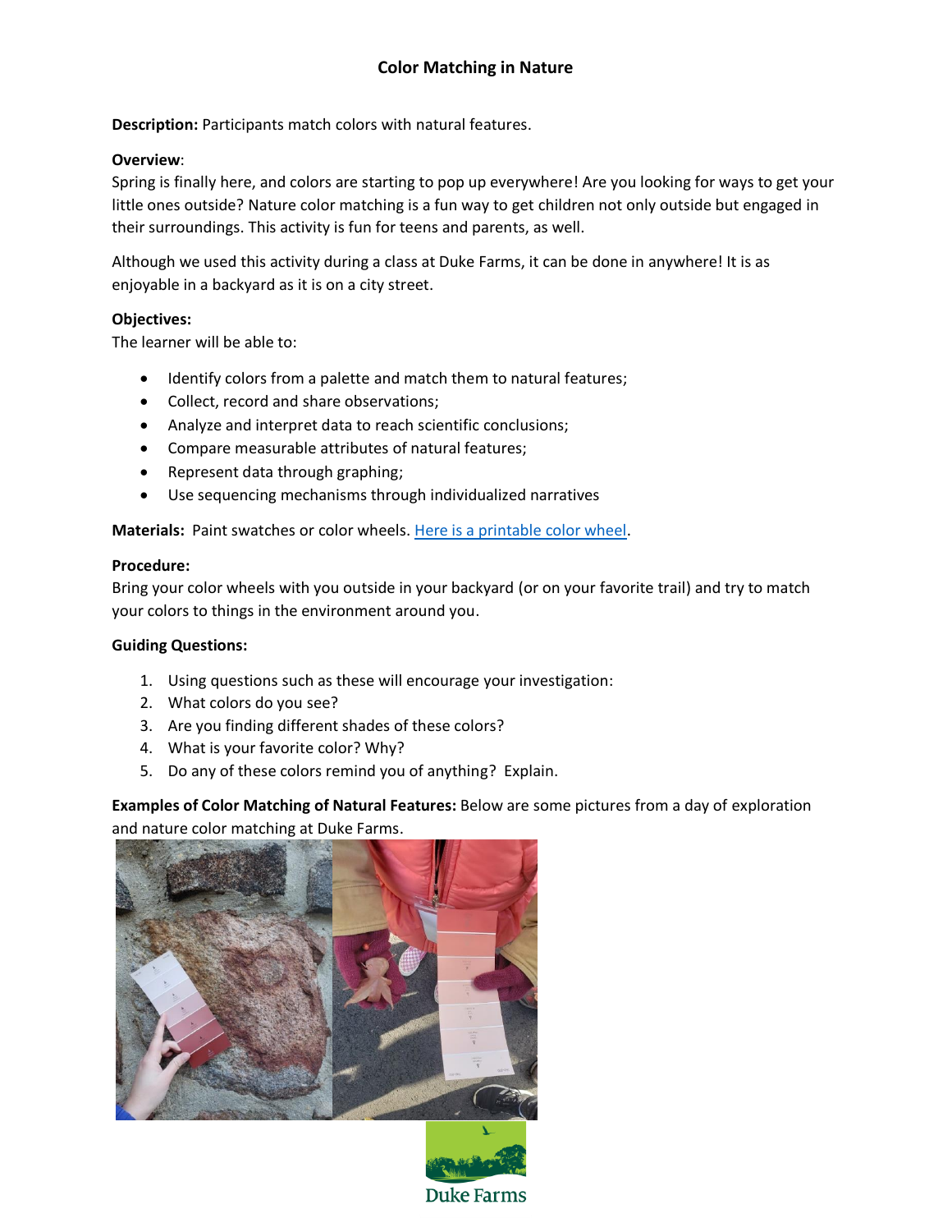# Color Matching in Nature

**Description:** Participants match colors with natural features.

**Overview**:

Spring is finally here, and colors are starting to pop up everywhere! Are you looking for ways to get your little ones outside? Nature color matching is a fun way to get children not only outside but engaged in their surroundings. This activity is fun for teens and parents, as well.

Although we used this activity during a class at Duke Farms, it can be done in anywhere! It is as enjoyable in a backyard as it is on a city street.

**Objectives:**

The learner will be able to:

- Identify colors from a palette and match them to natural features;
- Collect, record and share observations;
- Analyze and interpret data to reach scientific conclusions;
- Compare measurable attributes of natural features;
- Represent data through graphing;
- Use sequencing mechanisms through individualized narratives

**Materials:** Paint swatches or color wheels. [Here is a printable color wheel](#).

**Procedure:**

Bring your color wheels with you outside in your backyard (or on your favorite trail) and try to match your colors to things in the environment around you.

**Guiding Questions:**

1. Using questions such as these will encourage your investigation:
2. What colors do you see?
3. Are you finding different shades of these colors?
4. What is your favorite color? Why?
5. Do any of these colors remind you of anything? Explain.

**Examples of Color Matching of Natural Features:** Below are some pictures from a day of exploration and nature color matching at Duke Farms.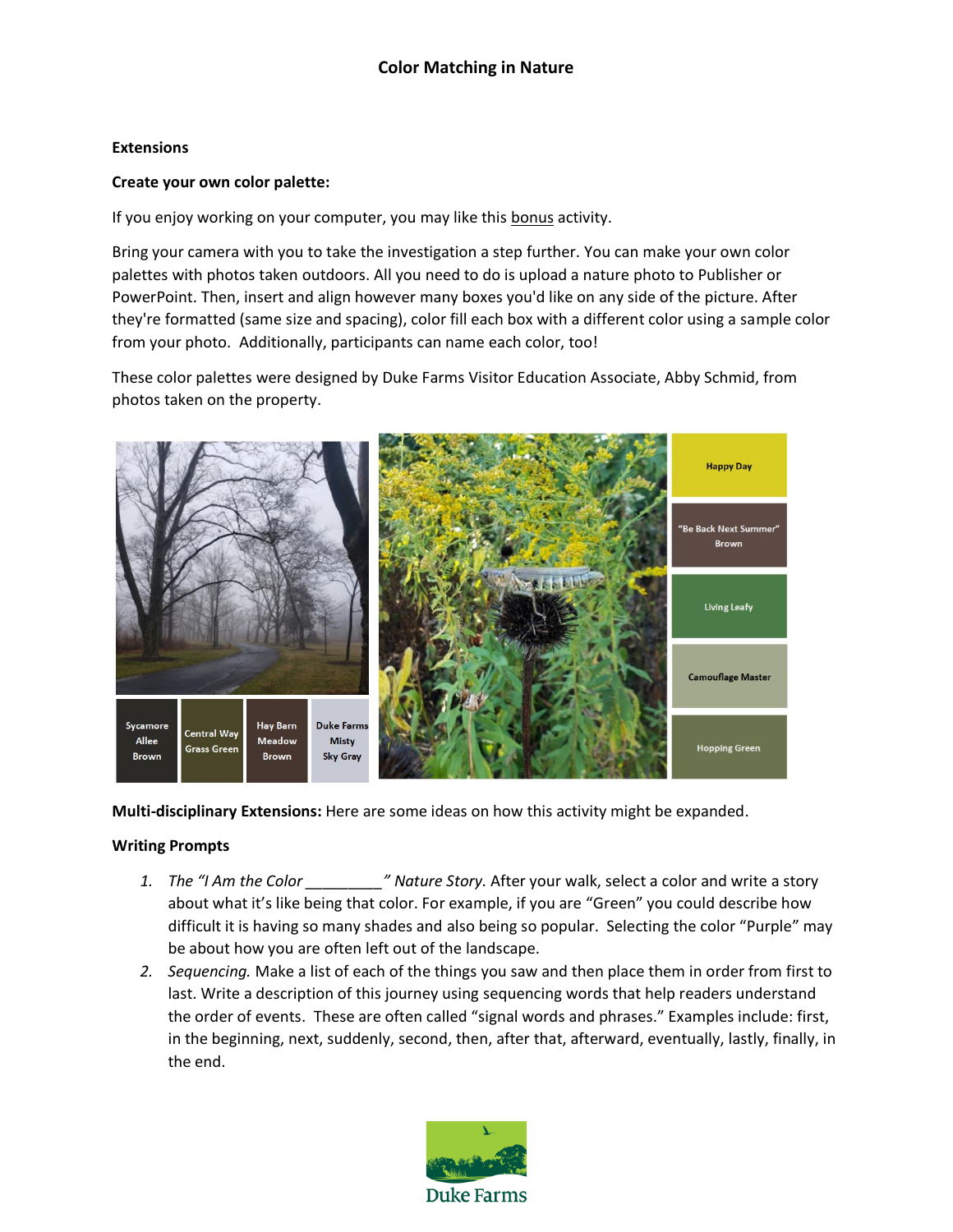# Color Matching in Nature

**Extensions**

**Create your own color palette:**

If you enjoy working on your computer, you may like this bonus activity.

Bring your camera with you to take the investigation a step further. You can make your own color palettes with photos taken outdoors. All you need to do is upload a nature photo to Publisher or PowerPoint. Then, insert and align however many boxes you'd like on any side of the picture. After they're formatted (same size and spacing), color fill each box with a different color using a sample color from your photo. Additionally, participants can name each color, too!

These color palettes were designed by Duke Farms Visitor Education Associate, Abby Schmid, from photos taken on the property.

Sycamore Allee Brown | Central Way Grass Green | Hay Barn Meadow Brown | Duke Farms Misty Sky Gray

Happy Day | "Be Back Next Summer" Brown | Living Leafy | Camouflage Master | Hopping Green

**Multi-disciplinary Extensions:** Here are some ideas on how this activity might be expanded.

**Writing Prompts**

1. *The "I Am the Color _________" Nature Story.* After your walk, select a color and write a story about what it's like being that color. For example, if you are "Green" you could describe how difficult it is having so many shades and also being so popular. Selecting the color "Purple" may be about how you are often left out of the landscape.
2. *Sequencing.* Make a list of each of the things you saw and then place them in order from first to last. Write a description of this journey using sequencing words that help readers understand the order of events. These are often called "signal words and phrases." Examples include: first, in the beginning, next, suddenly, second, then, after that, afterward, eventually, lastly, finally, in the end.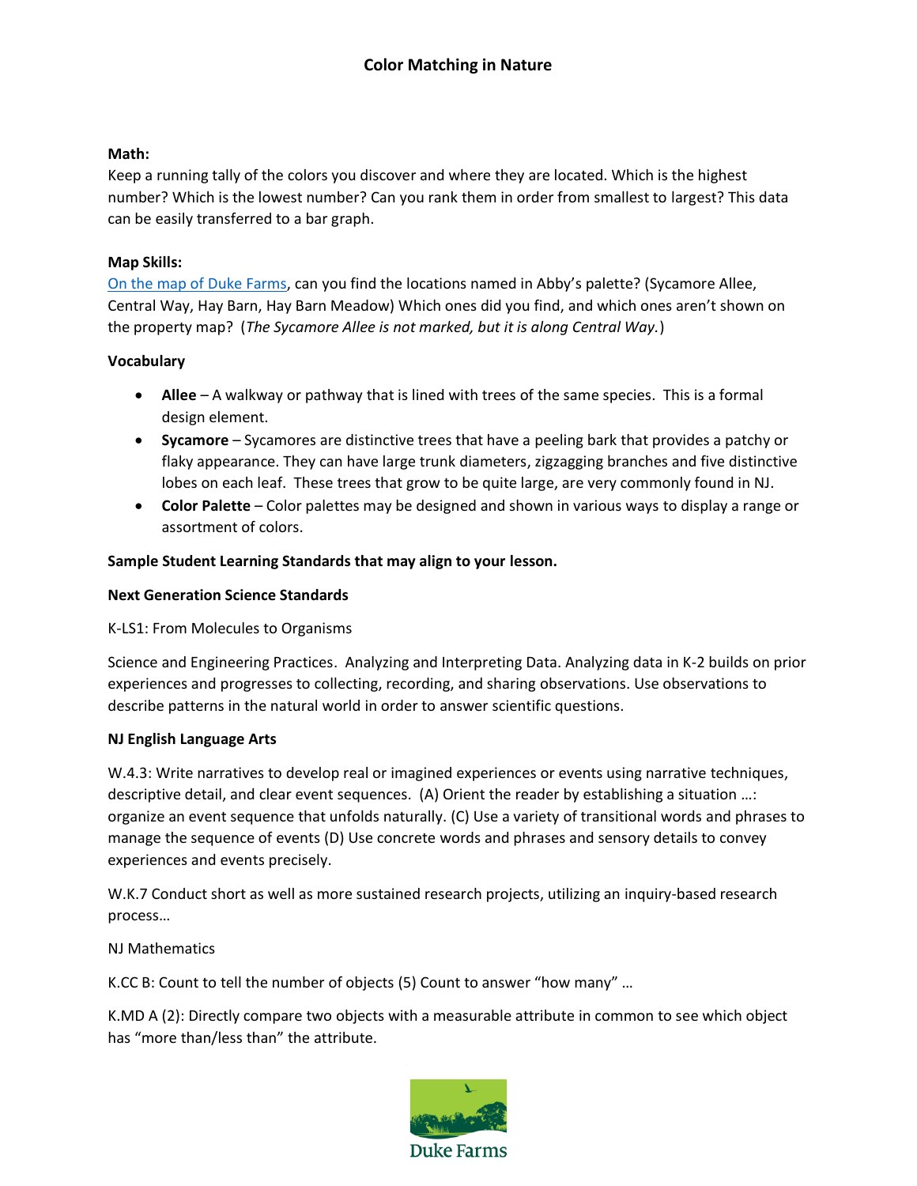## Color Matching in Nature

**Math:**
Keep a running tally of the colors you discover and where they are located. Which is the highest number? Which is the lowest number? Can you rank them in order from smallest to largest? This data can be easily transferred to a bar graph.

**Map Skills:**
On the map of Duke Farms, can you find the locations named in Abby's palette? (Sycamore Allee, Central Way, Hay Barn, Hay Barn Meadow) Which ones did you find, and which ones aren't shown on the property map? (*The Sycamore Allee is not marked, but it is along Central Way.*)

**Vocabulary**

- **Allee** – A walkway or pathway that is lined with trees of the same species. This is a formal design element.
- **Sycamore** – Sycamores are distinctive trees that have a peeling bark that provides a patchy or flaky appearance. They can have large trunk diameters, zigzagging branches and five distinctive lobes on each leaf. These trees that grow to be quite large, are very commonly found in NJ.
- **Color Palette** – Color palettes may be designed and shown in various ways to display a range or assortment of colors.

**Sample Student Learning Standards that may align to your lesson.**

**Next Generation Science Standards**

K-LS1: From Molecules to Organisms

Science and Engineering Practices. Analyzing and Interpreting Data. Analyzing data in K-2 builds on prior experiences and progresses to collecting, recording, and sharing observations. Use observations to describe patterns in the natural world in order to answer scientific questions.

**NJ English Language Arts**

W.4.3: Write narratives to develop real or imagined experiences or events using narrative techniques, descriptive detail, and clear event sequences. (A) Orient the reader by establishing a situation …: organize an event sequence that unfolds naturally. (C) Use a variety of transitional words and phrases to manage the sequence of events (D) Use concrete words and phrases and sensory details to convey experiences and events precisely.

W.K.7 Conduct short as well as more sustained research projects, utilizing an inquiry-based research process…

NJ Mathematics

K.CC B: Count to tell the number of objects (5) Count to answer "how many" …

K.MD A (2): Directly compare two objects with a measurable attribute in common to see which object has "more than/less than" the attribute.

Duke Farms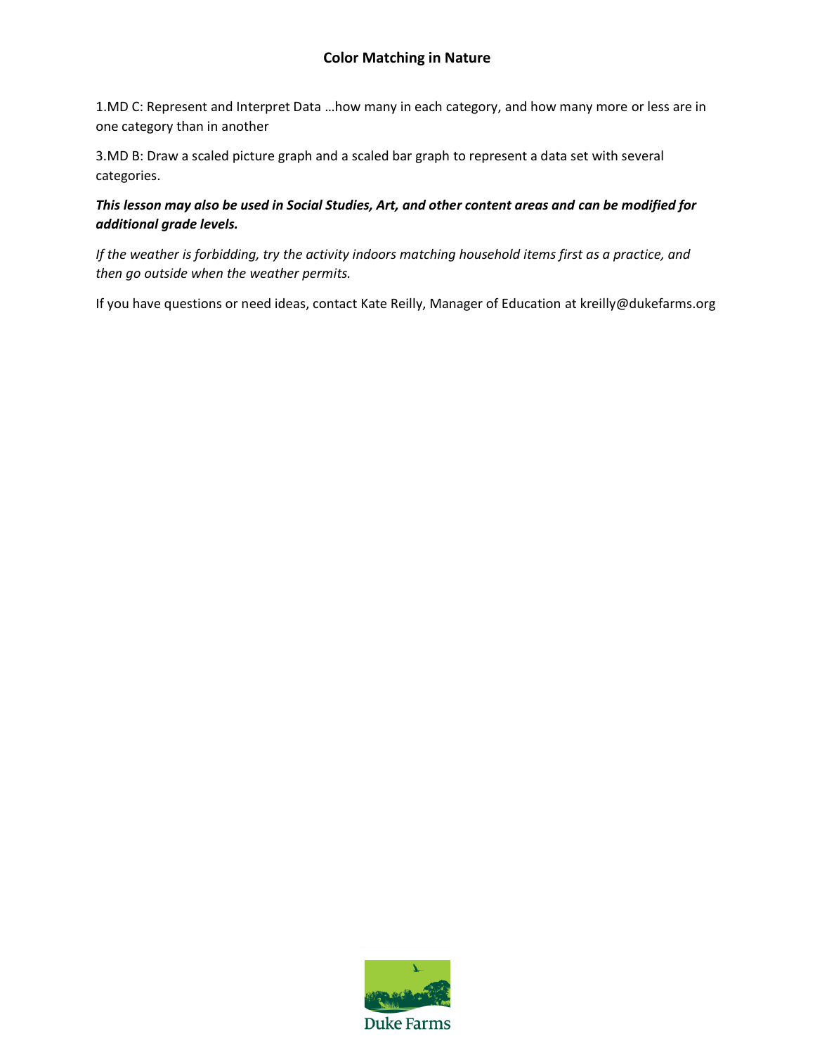**Color Matching in Nature**

1.MD C: Represent and Interpret Data …how many in each category, and how many more or less are in one category than in another

3.MD B: Draw a scaled picture graph and a scaled bar graph to represent a data set with several categories.

***This lesson may also be used in Social Studies, Art, and other content areas and can be modified for additional grade levels.***

*If the weather is forbidding, try the activity indoors matching household items first as a practice, and then go outside when the weather permits.*

If you have questions or need ideas, contact Kate Reilly, Manager of Education at kreilly@dukefarms.org

Duke Farms